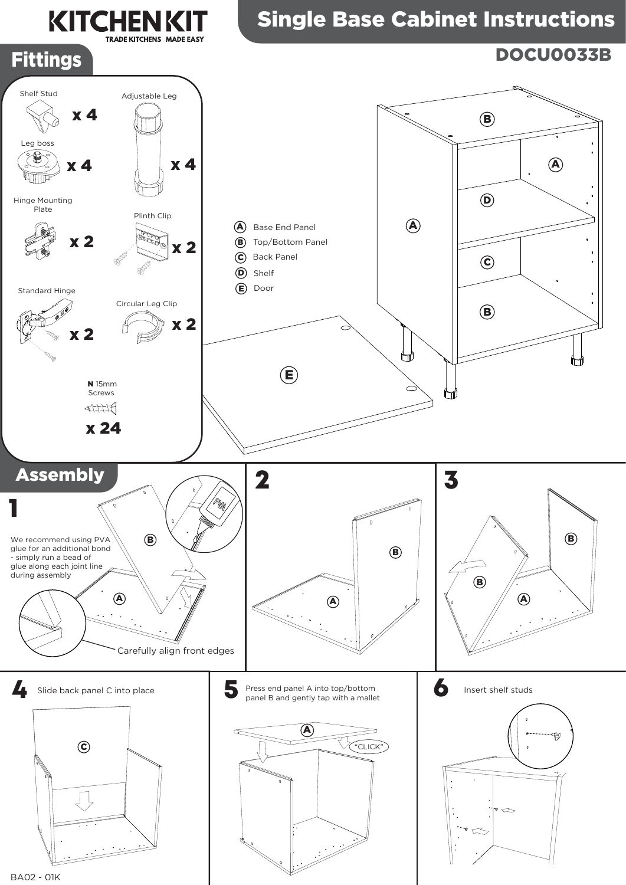# KITCHEN KIT

TRADE KITCHENS MADE EASY

# Single Base Cabinet Instructions

DOCU0033B

## Fittings

- Shelf Stud x 4
- Adjustable Leg x 4
- Leg boss x 4
- Hinge Mounting Plate x 2
- Plinth Clip x 2
- Standard Hinge x 2
- Circular Leg Clip x 2
- **N** 15mm Screws x 24

**A** Base End Panel
**B** Top/Bottom Panel
**C** Back Panel
**D** Shelf
**E** Door

## Assembly

### 1

We recommend using PVA glue for an additional bond - simply run a bead of glue along each joint line during assembly

Carefully align front edges

### 2

### 3

### 4

Slide back panel C into place

### 5

Press end panel A into top/bottom panel B and gently tap with a mallet

"CLICK"

### 6

Insert shelf studs

BA02 - 01K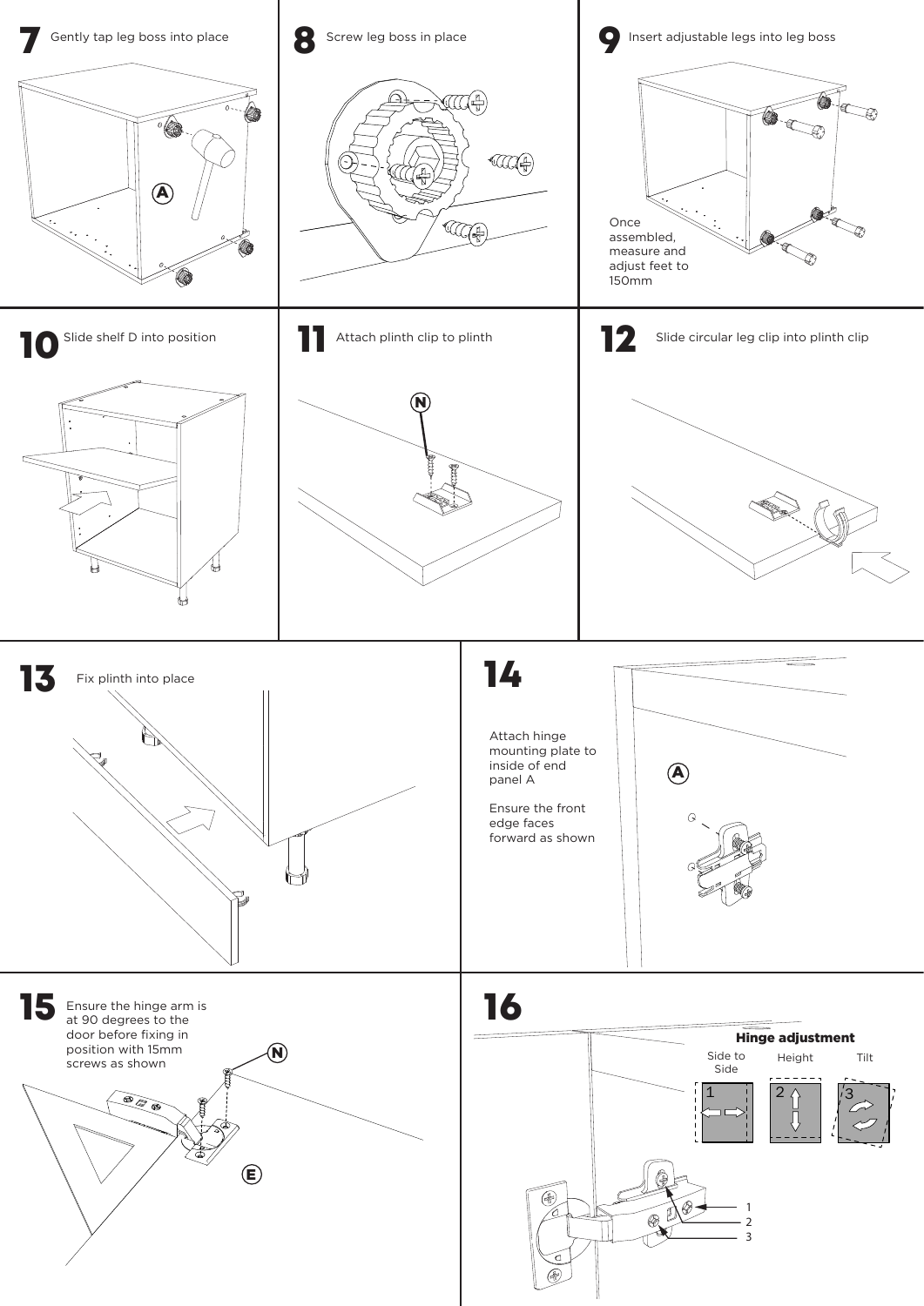## 7

Gently tap leg boss into place

A

## 8

Screw leg boss in place

## 9

Insert adjustable legs into leg boss

Once assembled, measure and adjust feet to 150mm

## 10

Slide shelf D into position

## 11

Attach plinth clip to plinth

N

## 12

Slide circular leg clip into plinth clip

## 13

Fix plinth into place

## 14

Attach hinge mounting plate to inside of end panel A

Ensure the front edge faces forward as shown

A

## 15

Ensure the hinge arm is at 90 degrees to the door before fixing in position with 15mm screws as shown

N

E

## 16

**Hinge adjustment**

Side to Side

Height

Tilt

1

2

3

1

2

3